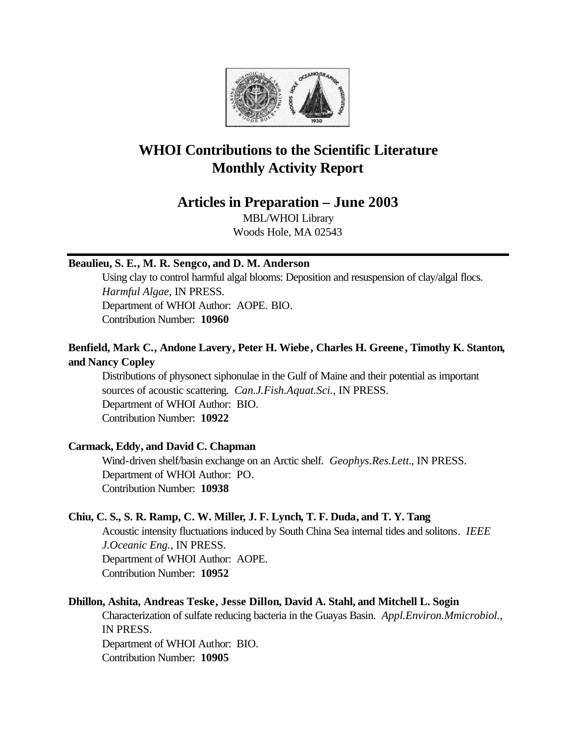# WHOI Contributions to the Scientific Literature
# Monthly Activity Report

## Articles in Preparation – June 2003

MBL/WHOI Library
Woods Hole, MA 02543

---

**Beaulieu, S. E., M. R. Sengco, and D. M. Anderson**

Using clay to control harmful algal blooms: Deposition and resuspension of clay/algal flocs. *Harmful Algae*, IN PRESS.
Department of WHOI Author: AOPE. BIO.
Contribution Number: **10960**

**Benfield, Mark C., Andone Lavery, Peter H. Wiebe, Charles H. Greene, Timothy K. Stanton, and Nancy Copley**

Distributions of physonect siphonulae in the Gulf of Maine and their potential as important sources of acoustic scattering. *Can.J.Fish.Aquat.Sci.*, IN PRESS.
Department of WHOI Author: BIO.
Contribution Number: **10922**

**Carmack, Eddy, and David C. Chapman**

Wind-driven shelf/basin exchange on an Arctic shelf. *Geophys.Res.Lett.*, IN PRESS.
Department of WHOI Author: PO.
Contribution Number: **10938**

**Chiu, C. S., S. R. Ramp, C. W. Miller, J. F. Lynch, T. F. Duda, and T. Y. Tang**

Acoustic intensity fluctuations induced by South China Sea internal tides and solitons. *IEEE J.Oceanic Eng.*, IN PRESS.
Department of WHOI Author: AOPE.
Contribution Number: **10952**

**Dhillon, Ashita, Andreas Teske, Jesse Dillon, David A. Stahl, and Mitchell L. Sogin**

Characterization of sulfate reducing bacteria in the Guayas Basin. *Appl.Environ.Mmicrobiol.*, IN PRESS.
Department of WHOI Author: BIO.
Contribution Number: **10905**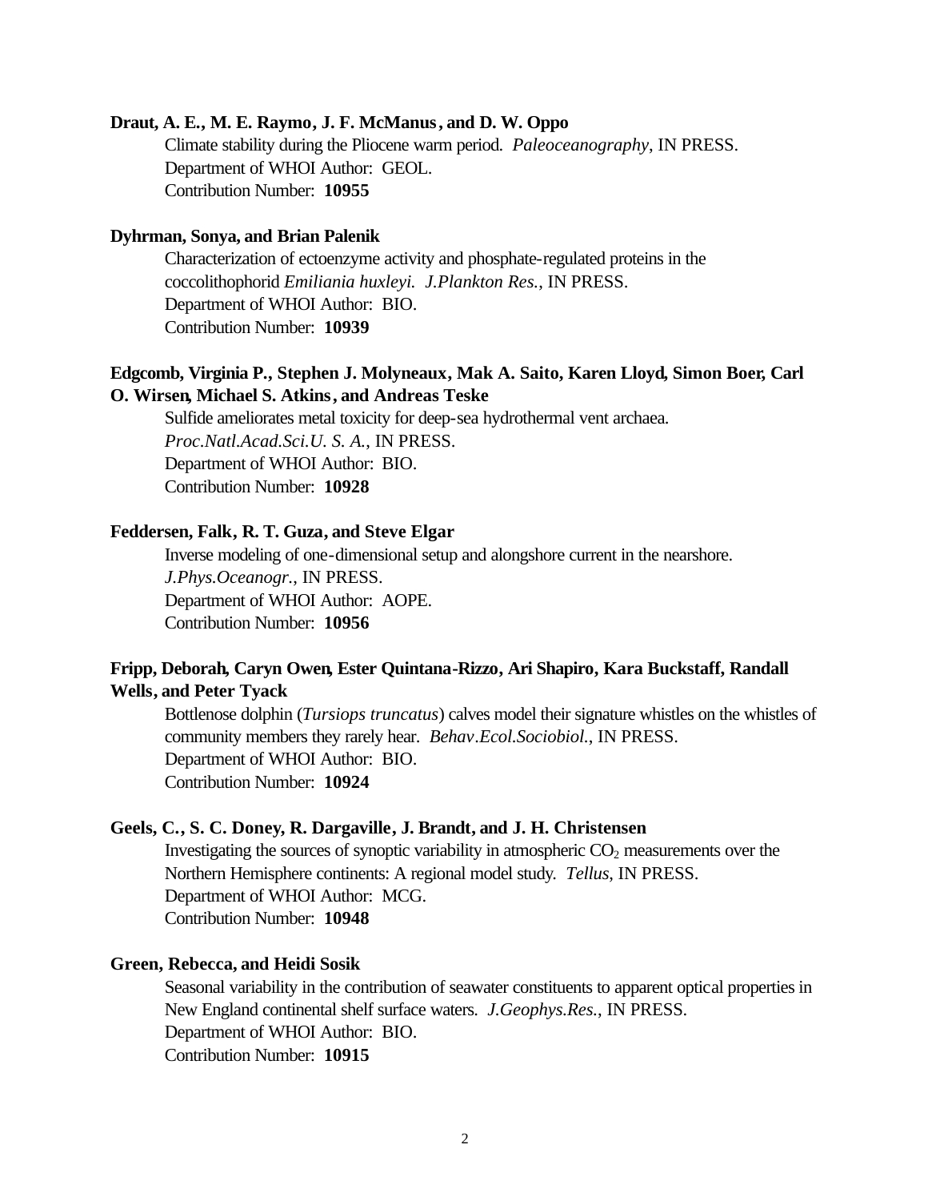**Draut, A. E., M. E. Raymo, J. F. McManus, and D. W. Oppo**

Climate stability during the Pliocene warm period. *Paleoceanography*, IN PRESS.
Department of WHOI Author: GEOL.
Contribution Number: **10955**

**Dyhrman, Sonya, and Brian Palenik**

Characterization of ectoenzyme activity and phosphate-regulated proteins in the coccolithophorid *Emiliania huxleyi*. *J.Plankton Res.*, IN PRESS.
Department of WHOI Author: BIO.
Contribution Number: **10939**

**Edgcomb, Virginia P., Stephen J. Molyneaux, Mak A. Saito, Karen Lloyd, Simon Boer, Carl O. Wirsen, Michael S. Atkins, and Andreas Teske**

Sulfide ameliorates metal toxicity for deep-sea hydrothermal vent archaea. *Proc.Natl.Acad.Sci.U. S. A.*, IN PRESS.
Department of WHOI Author: BIO.
Contribution Number: **10928**

**Feddersen, Falk, R. T. Guza, and Steve Elgar**

Inverse modeling of one-dimensional setup and alongshore current in the nearshore. *J.Phys.Oceanogr.*, IN PRESS.
Department of WHOI Author: AOPE.
Contribution Number: **10956**

**Fripp, Deborah, Caryn Owen, Ester Quintana-Rizzo, Ari Shapiro, Kara Buckstaff, Randall Wells, and Peter Tyack**

Bottlenose dolphin (*Tursiops truncatus*) calves model their signature whistles on the whistles of community members they rarely hear. *Behav.Ecol.Sociobiol.*, IN PRESS.
Department of WHOI Author: BIO.
Contribution Number: **10924**

**Geels, C., S. C. Doney, R. Dargaville, J. Brandt, and J. H. Christensen**

Investigating the sources of synoptic variability in atmospheric $CO_2$ measurements over the Northern Hemisphere continents: A regional model study. *Tellus*, IN PRESS.
Department of WHOI Author: MCG.
Contribution Number: **10948**

**Green, Rebecca, and Heidi Sosik**

Seasonal variability in the contribution of seawater constituents to apparent optical properties in New England continental shelf surface waters. *J.Geophys.Res.*, IN PRESS.
Department of WHOI Author: BIO.
Contribution Number: **10915**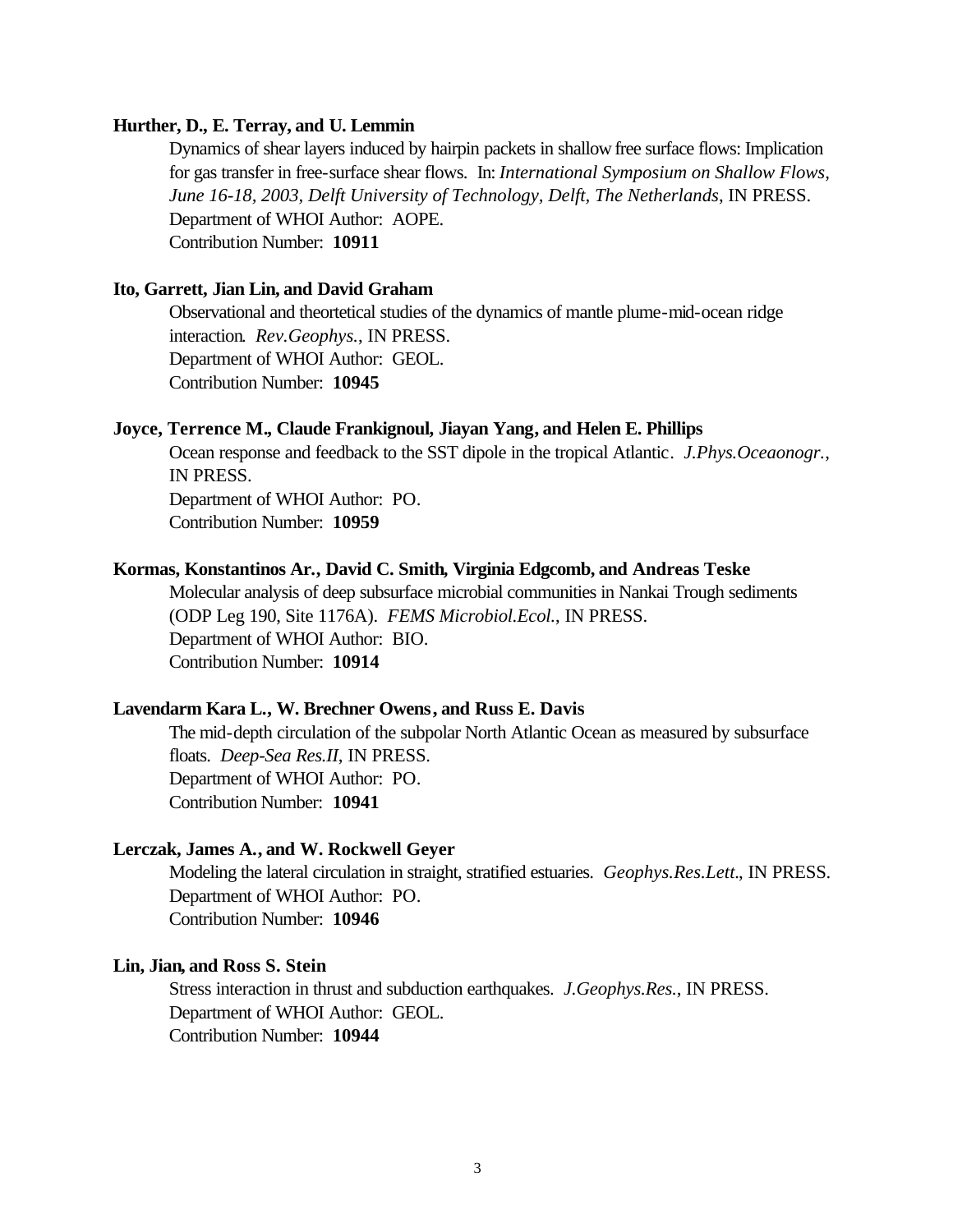**Hurther, D., E. Terray, and U. Lemmin**

Dynamics of shear layers induced by hairpin packets in shallow free surface flows: Implication for gas transfer in free-surface shear flows. In: *International Symposium on Shallow Flows, June 16-18, 2003, Delft University of Technology, Delft, The Netherlands*, IN PRESS.
Department of WHOI Author: AOPE.
Contribution Number: **10911**

**Ito, Garrett, Jian Lin, and David Graham**

Observational and theortetical studies of the dynamics of mantle plume-mid-ocean ridge interaction. *Rev.Geophys.*, IN PRESS.
Department of WHOI Author: GEOL.
Contribution Number: **10945**

**Joyce, Terrence M., Claude Frankignoul, Jiayan Yang, and Helen E. Phillips**

Ocean response and feedback to the SST dipole in the tropical Atlantic. *J.Phys.Oceaonogr.*, IN PRESS.
Department of WHOI Author: PO.
Contribution Number: **10959**

**Kormas, Konstantinos Ar., David C. Smith, Virginia Edgcomb, and Andreas Teske**

Molecular analysis of deep subsurface microbial communities in Nankai Trough sediments (ODP Leg 190, Site 1176A). *FEMS Microbiol.Ecol.*, IN PRESS.
Department of WHOI Author: BIO.
Contribution Number: **10914**

**Lavendarm Kara L., W. Brechner Owens, and Russ E. Davis**

The mid-depth circulation of the subpolar North Atlantic Ocean as measured by subsurface floats. *Deep-Sea Res.II*, IN PRESS.
Department of WHOI Author: PO.
Contribution Number: **10941**

**Lerczak, James A., and W. Rockwell Geyer**

Modeling the lateral circulation in straight, stratified estuaries. *Geophys.Res.Lett.*, IN PRESS.
Department of WHOI Author: PO.
Contribution Number: **10946**

**Lin, Jian, and Ross S. Stein**

Stress interaction in thrust and subduction earthquakes. *J.Geophys.Res.*, IN PRESS.
Department of WHOI Author: GEOL.
Contribution Number: **10944**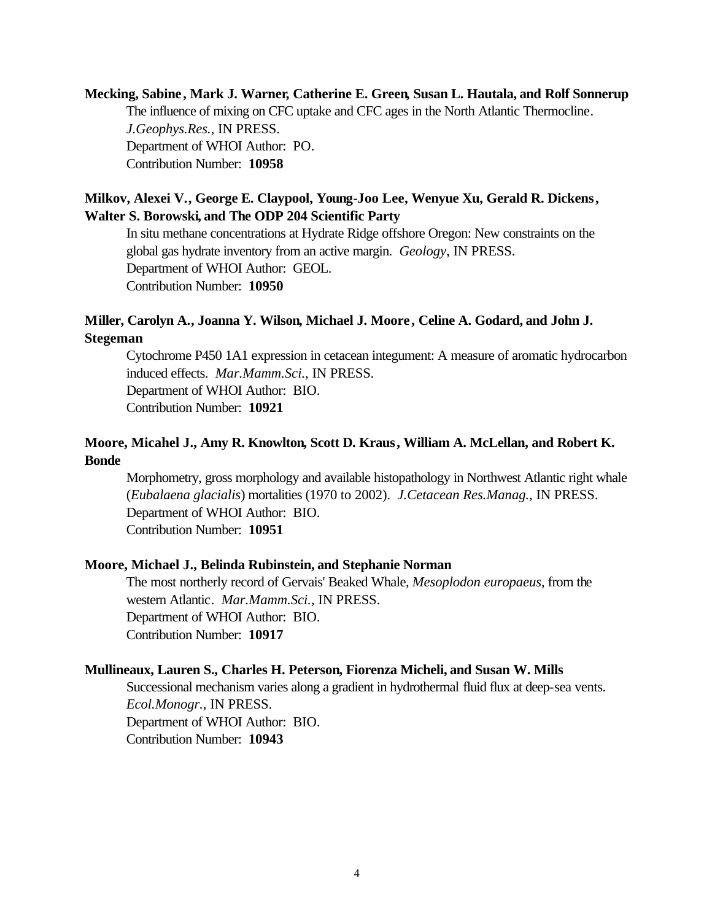**Mecking, Sabine, Mark J. Warner, Catherine E. Green, Susan L. Hautala, and Rolf Sonnerup**

The influence of mixing on CFC uptake and CFC ages in the North Atlantic Thermocline. *J.Geophys.Res.*, IN PRESS.
Department of WHOI Author: PO.
Contribution Number: **10958**

**Milkov, Alexei V., George E. Claypool, Young-Joo Lee, Wenyue Xu, Gerald R. Dickens, Walter S. Borowski, and The ODP 204 Scientific Party**

In situ methane concentrations at Hydrate Ridge offshore Oregon: New constraints on the global gas hydrate inventory from an active margin. *Geology*, IN PRESS.
Department of WHOI Author: GEOL.
Contribution Number: **10950**

**Miller, Carolyn A., Joanna Y. Wilson, Michael J. Moore, Celine A. Godard, and John J. Stegeman**

Cytochrome P450 1A1 expression in cetacean integument: A measure of aromatic hydrocarbon induced effects. *Mar.Mamm.Sci.*, IN PRESS.
Department of WHOI Author: BIO.
Contribution Number: **10921**

**Moore, Micahel J., Amy R. Knowlton, Scott D. Kraus, William A. McLellan, and Robert K. Bonde**

Morphometry, gross morphology and available histopathology in Northwest Atlantic right whale (*Eubalaena glacialis*) mortalities (1970 to 2002). *J.Cetacean Res.Manag.*, IN PRESS.
Department of WHOI Author: BIO.
Contribution Number: **10951**

**Moore, Michael J., Belinda Rubinstein, and Stephanie Norman**

The most northerly record of Gervais' Beaked Whale, *Mesoplodon europaeus*, from the western Atlantic. *Mar.Mamm.Sci.*, IN PRESS.
Department of WHOI Author: BIO.
Contribution Number: **10917**

**Mullineaux, Lauren S., Charles H. Peterson, Fiorenza Micheli, and Susan W. Mills**

Successional mechanism varies along a gradient in hydrothermal fluid flux at deep-sea vents. *Ecol.Monogr.*, IN PRESS.
Department of WHOI Author: BIO.
Contribution Number: **10943**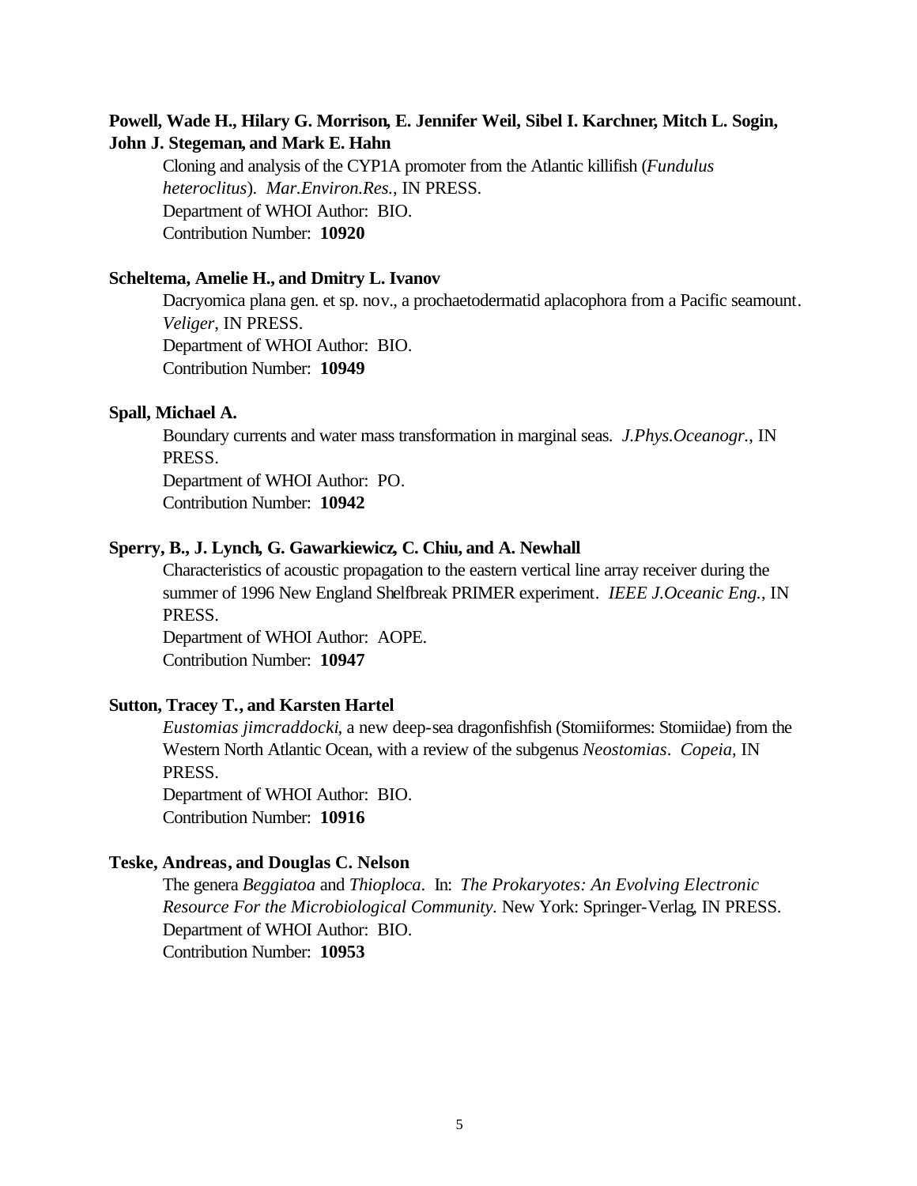**Powell, Wade H., Hilary G. Morrison, E. Jennifer Weil, Sibel I. Karchner, Mitch L. Sogin, John J. Stegeman, and Mark E. Hahn**

Cloning and analysis of the CYP1A promoter from the Atlantic killifish (*Fundulus heteroclitus*). *Mar.Environ.Res.*, IN PRESS.
Department of WHOI Author: BIO.
Contribution Number: **10920**

**Scheltema, Amelie H., and Dmitry L. Ivanov**

Dacryomica plana gen. et sp. nov., a prochaetodermatid aplacophora from a Pacific seamount. *Veliger*, IN PRESS.
Department of WHOI Author: BIO.
Contribution Number: **10949**

**Spall, Michael A.**

Boundary currents and water mass transformation in marginal seas. *J.Phys.Oceanogr.*, IN PRESS.
Department of WHOI Author: PO.
Contribution Number: **10942**

**Sperry, B., J. Lynch, G. Gawarkiewicz, C. Chiu, and A. Newhall**

Characteristics of acoustic propagation to the eastern vertical line array receiver during the summer of 1996 New England Shelfbreak PRIMER experiment. *IEEE J.Oceanic Eng.*, IN PRESS.
Department of WHOI Author: AOPE.
Contribution Number: **10947**

**Sutton, Tracey T., and Karsten Hartel**

*Eustomias jimcraddocki*, a new deep-sea dragonfishfish (Stomiiformes: Stomiidae) from the Western North Atlantic Ocean, with a review of the subgenus *Neostomias*. *Copeia*, IN PRESS.
Department of WHOI Author: BIO.
Contribution Number: **10916**

**Teske, Andreas, and Douglas C. Nelson**

The genera *Beggiatoa* and *Thioploca*. In: *The Prokaryotes: An Evolving Electronic Resource For the Microbiological Community*. New York: Springer-Verlag, IN PRESS.
Department of WHOI Author: BIO.
Contribution Number: **10953**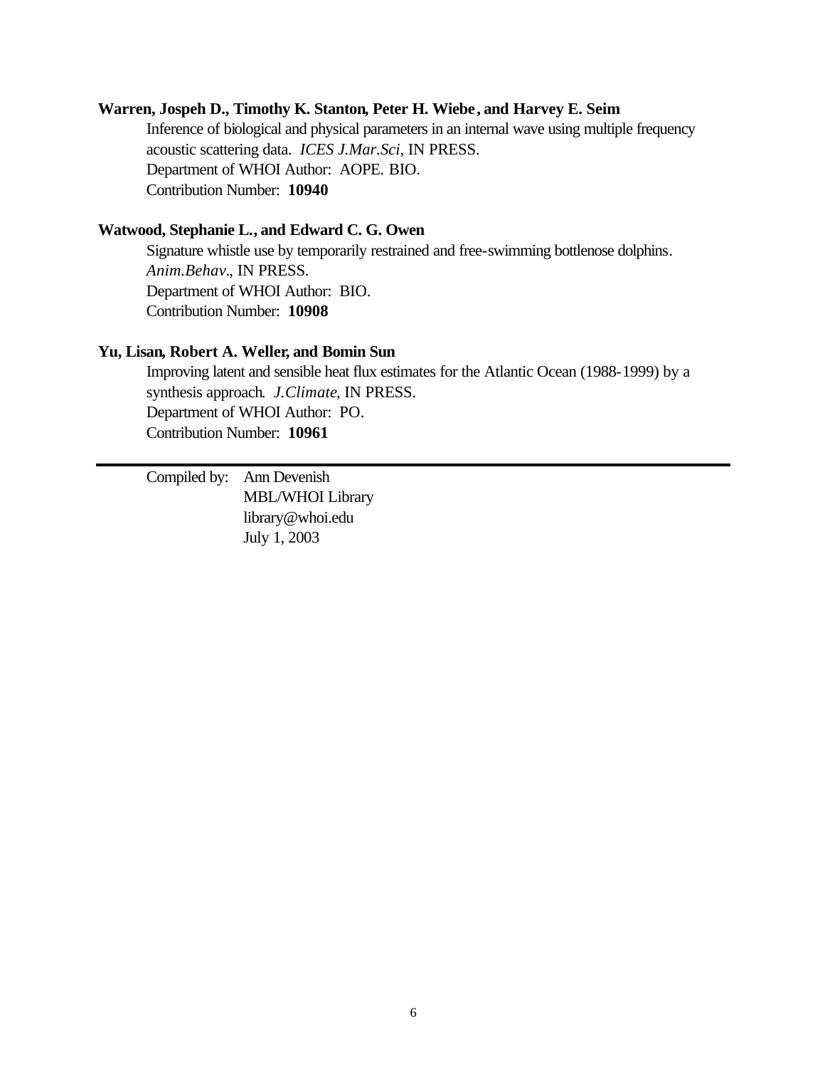**Warren, Jospeh D., Timothy K. Stanton, Peter H. Wiebe, and Harvey E. Seim**

Inference of biological and physical parameters in an internal wave using multiple frequency acoustic scattering data. *ICES J.Mar.Sci*, IN PRESS.
Department of WHOI Author: AOPE. BIO.
Contribution Number: **10940**

**Watwood, Stephanie L., and Edward C. G. Owen**

Signature whistle use by temporarily restrained and free-swimming bottlenose dolphins. *Anim.Behav.*, IN PRESS.
Department of WHOI Author: BIO.
Contribution Number: **10908**

**Yu, Lisan, Robert A. Weller, and Bomin Sun**

Improving latent and sensible heat flux estimates for the Atlantic Ocean (1988-1999) by a synthesis approach. *J.Climate*, IN PRESS.
Department of WHOI Author: PO.
Contribution Number: **10961**

---

Compiled by: Ann Devenish
MBL/WHOI Library
library@whoi.edu
July 1, 2003